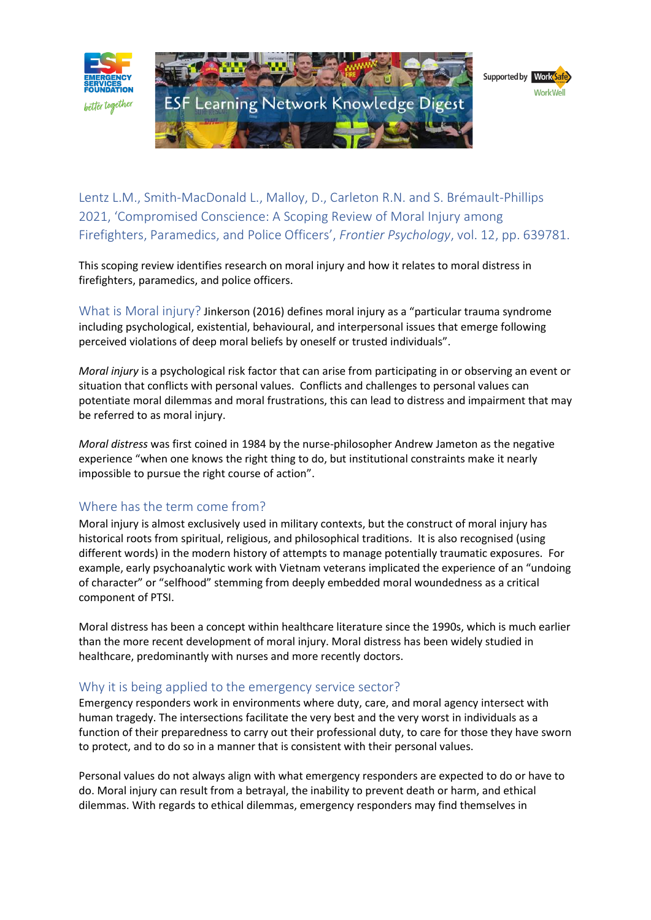Lentz L.M., Smith-MacDonald L., Malloy, D., Carleton R.N. and S. Brémault-Phillips 2021, 'Compromised Conscience: A Scoping Review of Moral Injury among Firefighters, Paramedics, and Police Officers', *Frontier Psychology*, vol. 12, pp. 639781.

This scoping review identifies research on moral injury and how it relates to moral distress in firefighters, paramedics, and police officers.

## What is Moral injury?

Jinkerson (2016) defines moral injury as a "particular trauma syndrome including psychological, existential, behavioural, and interpersonal issues that emerge following perceived violations of deep moral beliefs by oneself or trusted individuals".

*Moral injury* is a psychological risk factor that can arise from participating in or observing an event or situation that conflicts with personal values. Conflicts and challenges to personal values can potentiate moral dilemmas and moral frustrations, this can lead to distress and impairment that may be referred to as moral injury.

*Moral distress* was first coined in 1984 by the nurse-philosopher Andrew Jameton as the negative experience "when one knows the right thing to do, but institutional constraints make it nearly impossible to pursue the right course of action".

## Where has the term come from?

Moral injury is almost exclusively used in military contexts, but the construct of moral injury has historical roots from spiritual, religious, and philosophical traditions. It is also recognised (using different words) in the modern history of attempts to manage potentially traumatic exposures. For example, early psychoanalytic work with Vietnam veterans implicated the experience of an "undoing of character" or "selfhood" stemming from deeply embedded moral woundedness as a critical component of PTSI.

Moral distress has been a concept within healthcare literature since the 1990s, which is much earlier than the more recent development of moral injury. Moral distress has been widely studied in healthcare, predominantly with nurses and more recently doctors.

## Why it is being applied to the emergency service sector?

Emergency responders work in environments where duty, care, and moral agency intersect with human tragedy. The intersections facilitate the very best and the very worst in individuals as a function of their preparedness to carry out their professional duty, to care for those they have sworn to protect, and to do so in a manner that is consistent with their personal values.

Personal values do not always align with what emergency responders are expected to do or have to do. Moral injury can result from a betrayal, the inability to prevent death or harm, and ethical dilemmas. With regards to ethical dilemmas, emergency responders may find themselves in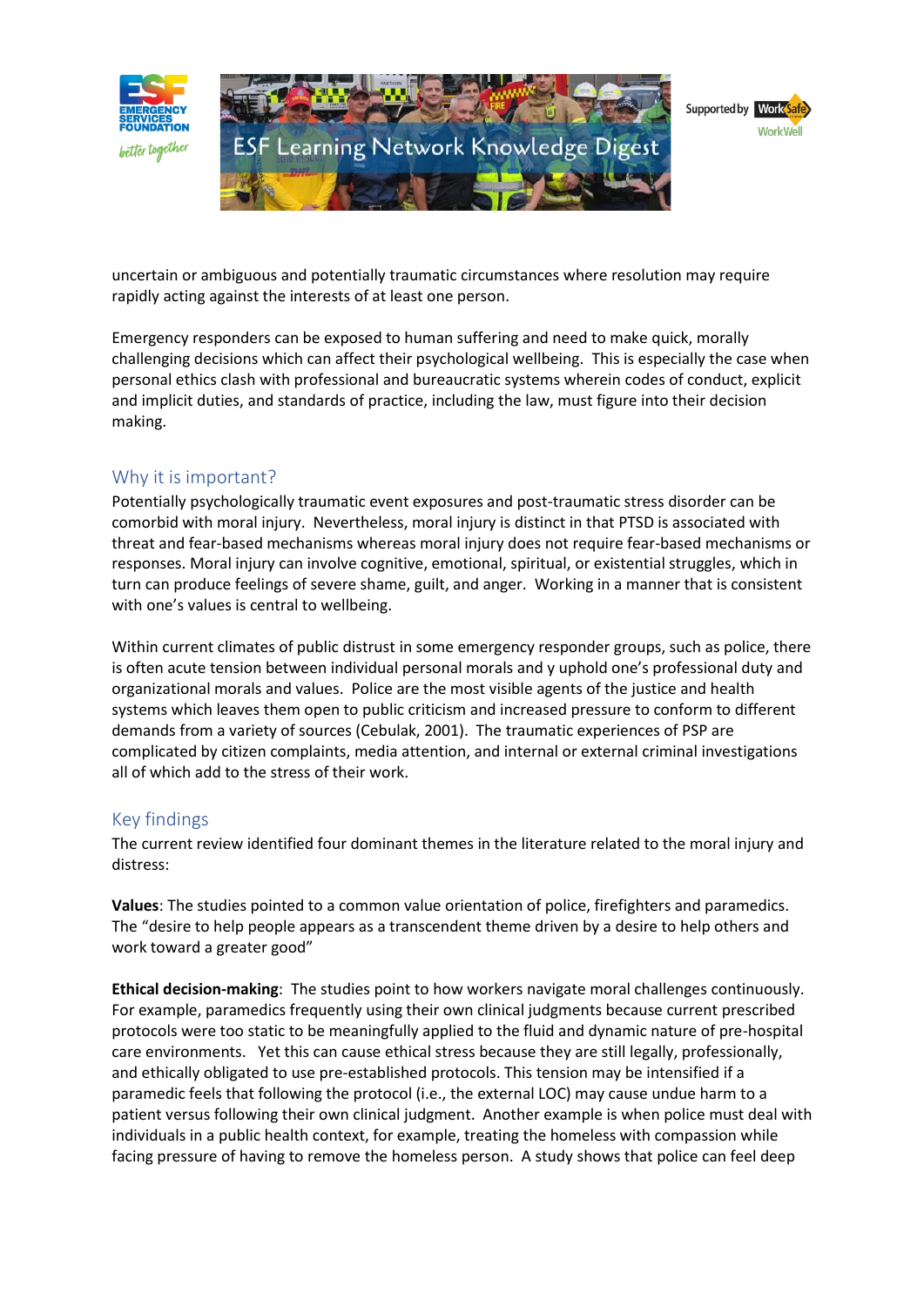uncertain or ambiguous and potentially traumatic circumstances where resolution may require rapidly acting against the interests of at least one person.

Emergency responders can be exposed to human suffering and need to make quick, morally challenging decisions which can affect their psychological wellbeing. This is especially the case when personal ethics clash with professional and bureaucratic systems wherein codes of conduct, explicit and implicit duties, and standards of practice, including the law, must figure into their decision making.

## Why it is important?

Potentially psychologically traumatic event exposures and post-traumatic stress disorder can be comorbid with moral injury. Nevertheless, moral injury is distinct in that PTSD is associated with threat and fear-based mechanisms whereas moral injury does not require fear-based mechanisms or responses. Moral injury can involve cognitive, emotional, spiritual, or existential struggles, which in turn can produce feelings of severe shame, guilt, and anger. Working in a manner that is consistent with one's values is central to wellbeing.

Within current climates of public distrust in some emergency responder groups, such as police, there is often acute tension between individual personal morals and y uphold one's professional duty and organizational morals and values. Police are the most visible agents of the justice and health systems which leaves them open to public criticism and increased pressure to conform to different demands from a variety of sources (Cebulak, 2001). The traumatic experiences of PSP are complicated by citizen complaints, media attention, and internal or external criminal investigations all of which add to the stress of their work.

## Key findings

The current review identified four dominant themes in the literature related to the moral injury and distress:

**Values**: The studies pointed to a common value orientation of police, firefighters and paramedics. The "desire to help people appears as a transcendent theme driven by a desire to help others and work toward a greater good"

**Ethical decision-making**: The studies point to how workers navigate moral challenges continuously. For example, paramedics frequently using their own clinical judgments because current prescribed protocols were too static to be meaningfully applied to the fluid and dynamic nature of pre-hospital care environments. Yet this can cause ethical stress because they are still legally, professionally, and ethically obligated to use pre-established protocols. This tension may be intensified if a paramedic feels that following the protocol (i.e., the external LOC) may cause undue harm to a patient versus following their own clinical judgment. Another example is when police must deal with individuals in a public health context, for example, treating the homeless with compassion while facing pressure of having to remove the homeless person. A study shows that police can feel deep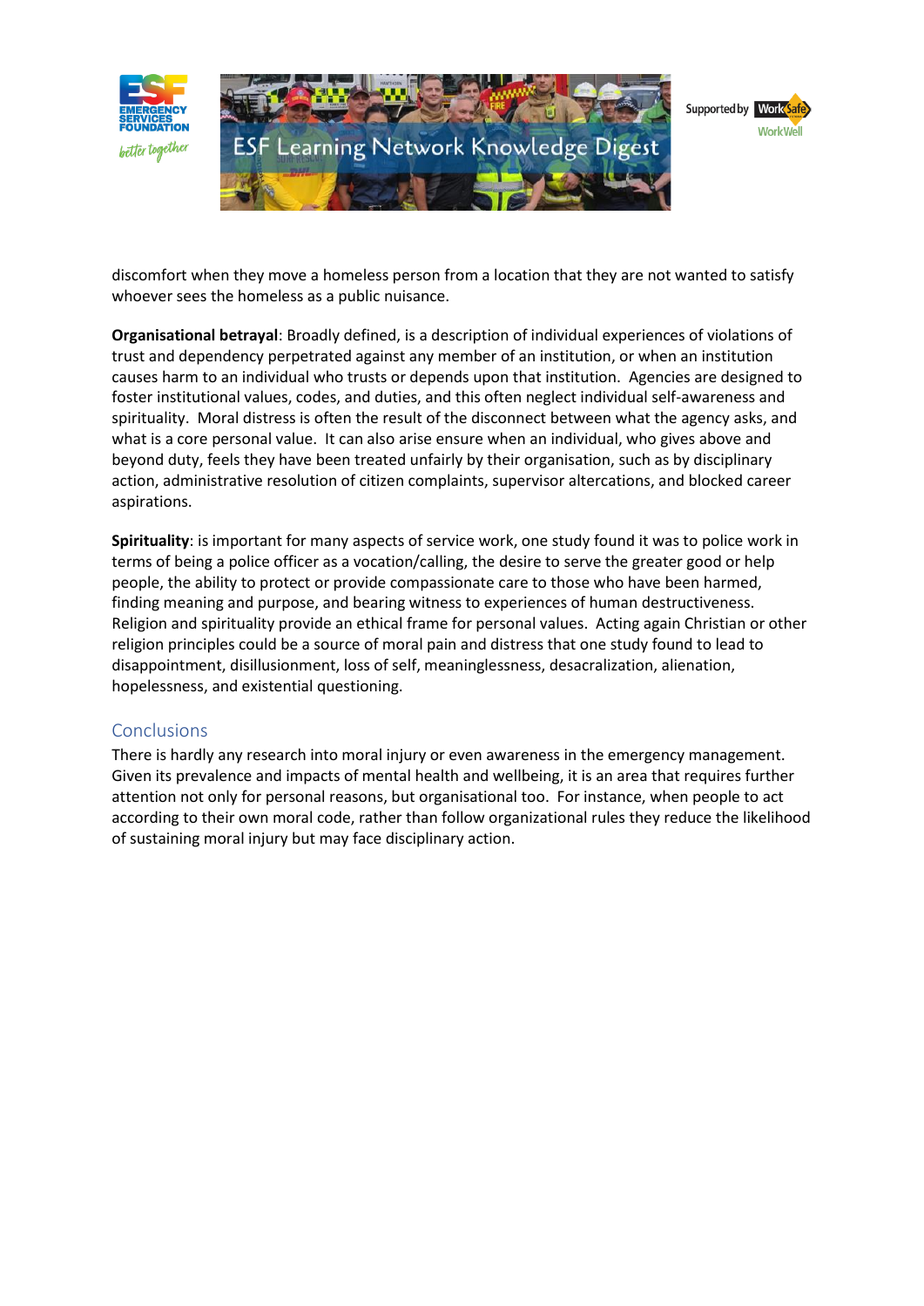discomfort when they move a homeless person from a location that they are not wanted to satisfy whoever sees the homeless as a public nuisance.

**Organisational betrayal**: Broadly defined, is a description of individual experiences of violations of trust and dependency perpetrated against any member of an institution, or when an institution causes harm to an individual who trusts or depends upon that institution. Agencies are designed to foster institutional values, codes, and duties, and this often neglect individual self-awareness and spirituality. Moral distress is often the result of the disconnect between what the agency asks, and what is a core personal value. It can also arise ensure when an individual, who gives above and beyond duty, feels they have been treated unfairly by their organisation, such as by disciplinary action, administrative resolution of citizen complaints, supervisor altercations, and blocked career aspirations.

**Spirituality**: is important for many aspects of service work, one study found it was to police work in terms of being a police officer as a vocation/calling, the desire to serve the greater good or help people, the ability to protect or provide compassionate care to those who have been harmed, finding meaning and purpose, and bearing witness to experiences of human destructiveness. Religion and spirituality provide an ethical frame for personal values. Acting again Christian or other religion principles could be a source of moral pain and distress that one study found to lead to disappointment, disillusionment, loss of self, meaninglessness, desacralization, alienation, hopelessness, and existential questioning.

## Conclusions

There is hardly any research into moral injury or even awareness in the emergency management. Given its prevalence and impacts of mental health and wellbeing, it is an area that requires further attention not only for personal reasons, but organisational too. For instance, when people to act according to their own moral code, rather than follow organizational rules they reduce the likelihood of sustaining moral injury but may face disciplinary action.